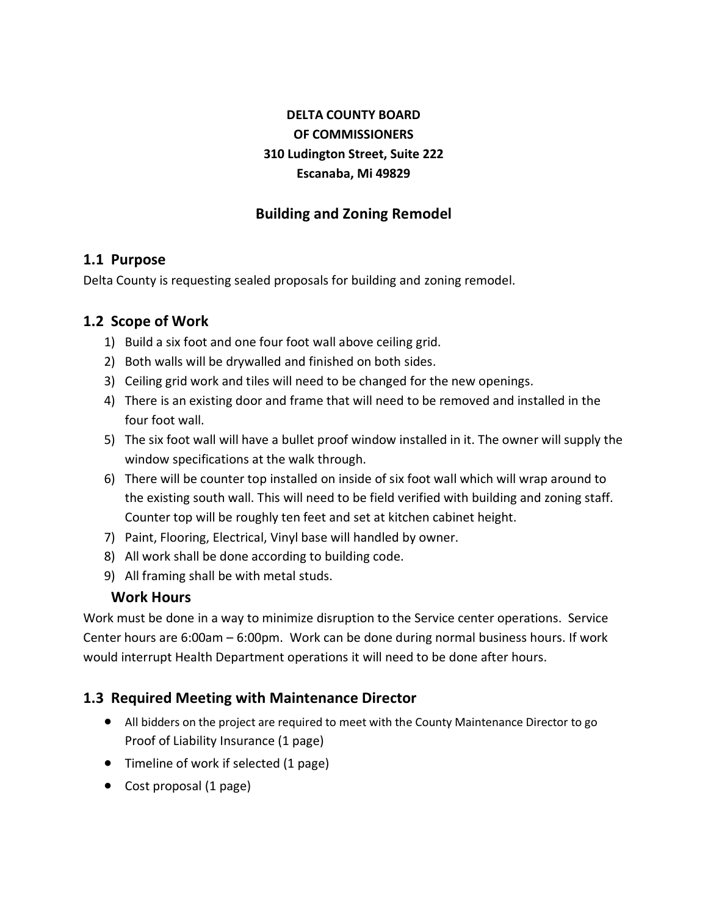**DELTA COUNTY BOARD**
**OF COMMISSIONERS**
**310 Ludington Street, Suite 222**
**Escanaba, Mi 49829**

# Building and Zoning Remodel

## 1.1 Purpose

Delta County is requesting sealed proposals for building and zoning remodel.

## 1.2 Scope of Work

1) Build a six foot and one four foot wall above ceiling grid.
2) Both walls will be drywalled and finished on both sides.
3) Ceiling grid work and tiles will need to be changed for the new openings.
4) There is an existing door and frame that will need to be removed and installed in the four foot wall.
5) The six foot wall will have a bullet proof window installed in it. The owner will supply the window specifications at the walk through.
6) There will be counter top installed on inside of six foot wall which will wrap around to the existing south wall. This will need to be field verified with building and zoning staff. Counter top will be roughly ten feet and set at kitchen cabinet height.
7) Paint, Flooring, Electrical, Vinyl base will handled by owner.
8) All work shall be done according to building code.
9) All framing shall be with metal studs.

### Work Hours

Work must be done in a way to minimize disruption to the Service center operations. Service Center hours are 6:00am – 6:00pm. Work can be done during normal business hours. If work would interrupt Health Department operations it will need to be done after hours.

## 1.3 Required Meeting with Maintenance Director

- All bidders on the project are required to meet with the County Maintenance Director to go Proof of Liability Insurance (1 page)
- Timeline of work if selected (1 page)
- Cost proposal (1 page)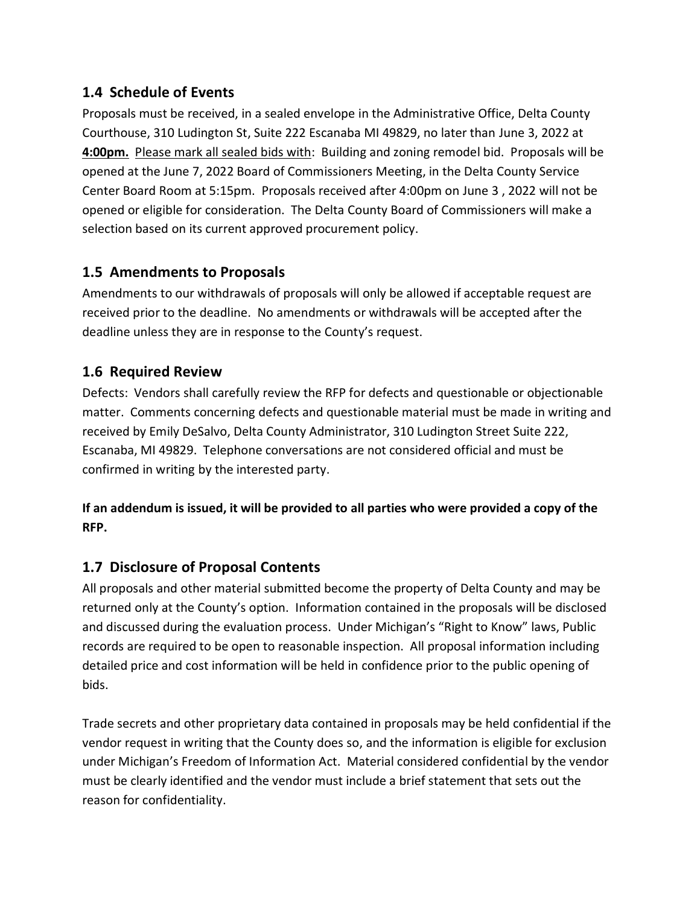## 1.4 Schedule of Events

Proposals must be received, in a sealed envelope in the Administrative Office, Delta County Courthouse, 310 Ludington St, Suite 222 Escanaba MI 49829, no later than June 3, 2022 at **4:00pm.** Please mark all sealed bids with: Building and zoning remodel bid. Proposals will be opened at the June 7, 2022 Board of Commissioners Meeting, in the Delta County Service Center Board Room at 5:15pm. Proposals received after 4:00pm on June 3 , 2022 will not be opened or eligible for consideration. The Delta County Board of Commissioners will make a selection based on its current approved procurement policy.

## 1.5 Amendments to Proposals

Amendments to our withdrawals of proposals will only be allowed if acceptable request are received prior to the deadline. No amendments or withdrawals will be accepted after the deadline unless they are in response to the County's request.

## 1.6 Required Review

Defects: Vendors shall carefully review the RFP for defects and questionable or objectionable matter. Comments concerning defects and questionable material must be made in writing and received by Emily DeSalvo, Delta County Administrator, 310 Ludington Street Suite 222, Escanaba, MI 49829. Telephone conversations are not considered official and must be confirmed in writing by the interested party.

**If an addendum is issued, it will be provided to all parties who were provided a copy of the RFP.**

## 1.7 Disclosure of Proposal Contents

All proposals and other material submitted become the property of Delta County and may be returned only at the County's option. Information contained in the proposals will be disclosed and discussed during the evaluation process. Under Michigan's "Right to Know" laws, Public records are required to be open to reasonable inspection. All proposal information including detailed price and cost information will be held in confidence prior to the public opening of bids.

Trade secrets and other proprietary data contained in proposals may be held confidential if the vendor request in writing that the County does so, and the information is eligible for exclusion under Michigan's Freedom of Information Act. Material considered confidential by the vendor must be clearly identified and the vendor must include a brief statement that sets out the reason for confidentiality.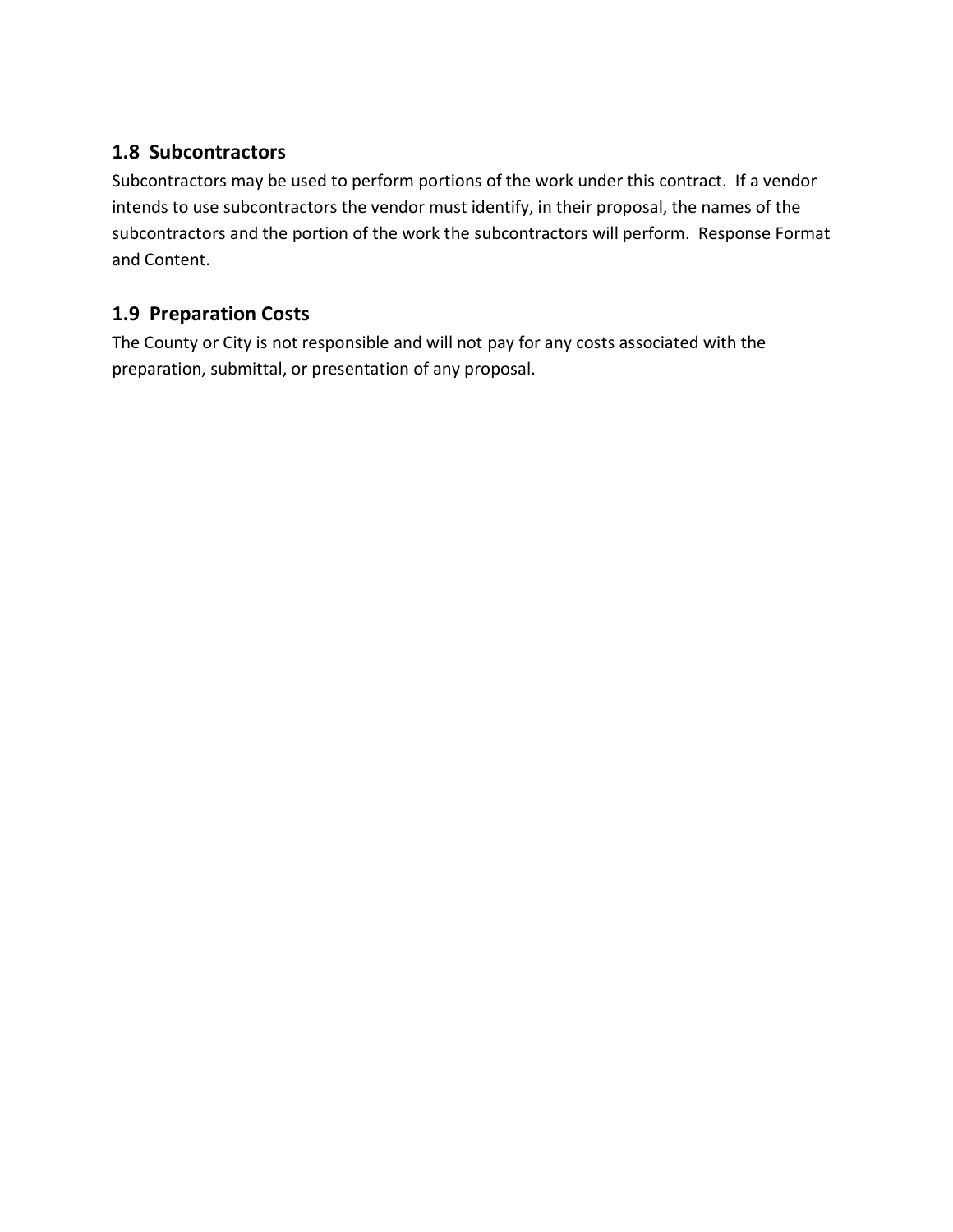## 1.8 Subcontractors

Subcontractors may be used to perform portions of the work under this contract. If a vendor intends to use subcontractors the vendor must identify, in their proposal, the names of the subcontractors and the portion of the work the subcontractors will perform. Response Format and Content.

## 1.9 Preparation Costs

The County or City is not responsible and will not pay for any costs associated with the preparation, submittal, or presentation of any proposal.